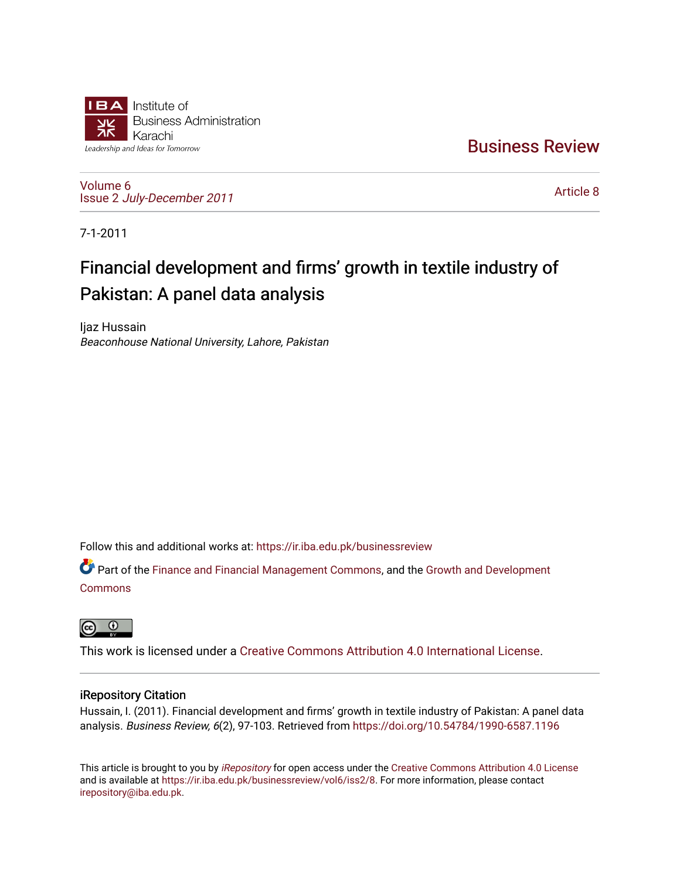IBA Institute of Business Administration Karachi

*Leadership and Ideas for Tomorrow*

# Business Review

Volume 6
Issue 2 *July-December 2011*

Article 8

7-1-2011

# Financial development and firms' growth in textile industry of Pakistan: A panel data analysis

Ijaz Hussain
*Beaconhouse National University, Lahore, Pakistan*

Follow this and additional works at: https://ir.iba.edu.pk/businessreview

Part of the Finance and Financial Management Commons, and the Growth and Development Commons

This work is licensed under a Creative Commons Attribution 4.0 International License.

## iRepository Citation

Hussain, I. (2011). Financial development and firms' growth in textile industry of Pakistan: A panel data analysis. *Business Review, 6*(2), 97-103. Retrieved from https://doi.org/10.54784/1990-6587.1196

This article is brought to you by *iRepository* for open access under the Creative Commons Attribution 4.0 License and is available at https://ir.iba.edu.pk/businessreview/vol6/iss2/8. For more information, please contact irepository@iba.edu.pk.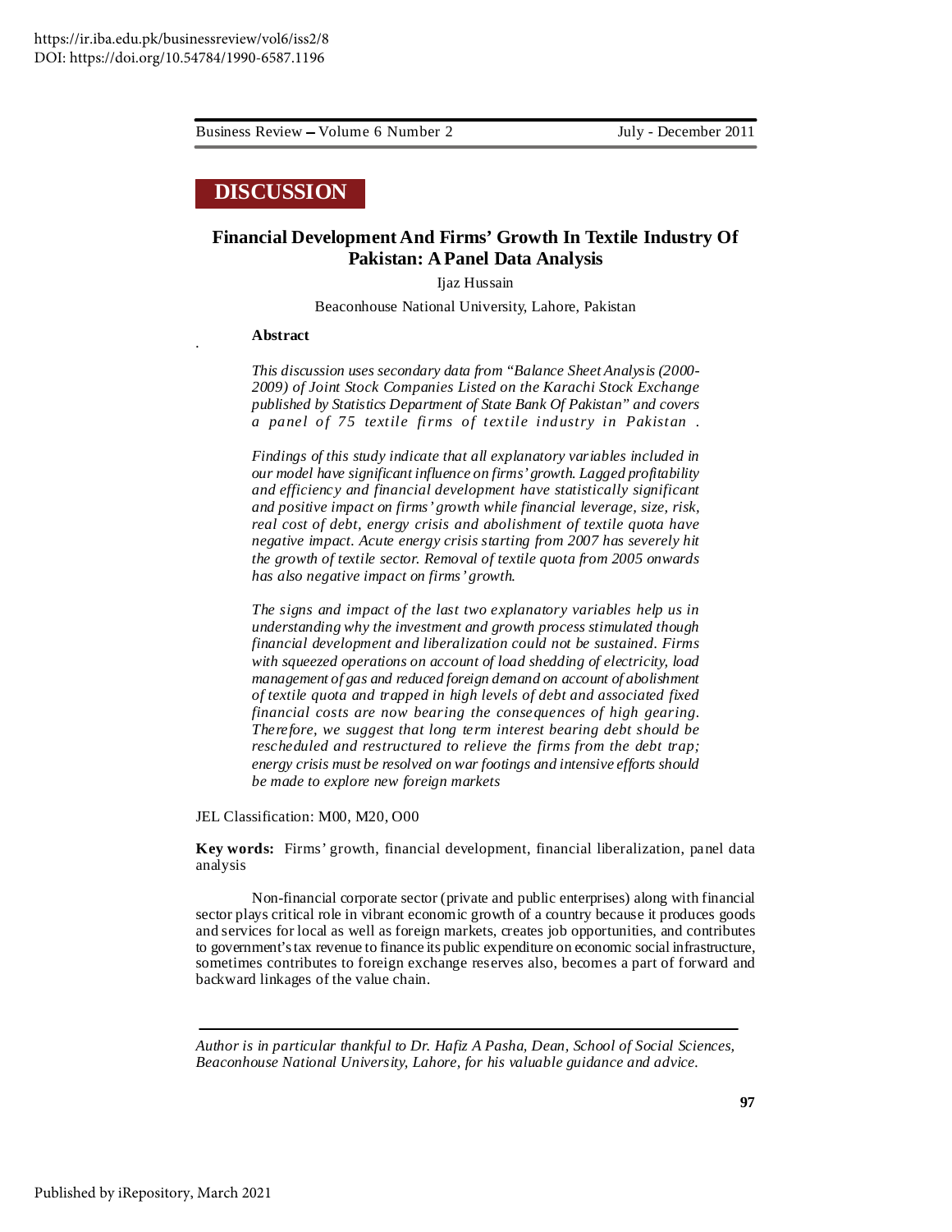## DISCUSSION

# Financial Development And Firms' Growth In Textile Industry Of Pakistan: A Panel Data Analysis

Ijaz Hussain

Beaconhouse National University, Lahore, Pakistan

**Abstract**

*This discussion uses secondary data from "Balance Sheet Analysis (2000-2009) of Joint Stock Companies Listed on the Karachi Stock Exchange published by Statistics Department of State Bank Of Pakistan" and covers a panel of 75 textile firms of textile industry in Pakistan .*

*Findings of this study indicate that all explanatory variables included in our model have significant influence on firms' growth. Lagged profitability and efficiency and financial development have statistically significant and positive impact on firms' growth while financial leverage, size, risk, real cost of debt, energy crisis and abolishment of textile quota have negative impact. Acute energy crisis starting from 2007 has severely hit the growth of textile sector. Removal of textile quota from 2005 onwards has also negative impact on firms' growth.*

*The signs and impact of the last two explanatory variables help us in understanding why the investment and growth process stimulated though financial development and liberalization could not be sustained. Firms with squeezed operations on account of load shedding of electricity, load management of gas and reduced foreign demand on account of abolishment of textile quota and trapped in high levels of debt and associated fixed financial costs are now bearing the consequences of high gearing. Therefore, we suggest that long term interest bearing debt should be rescheduled and restructured to relieve the firms from the debt trap; energy crisis must be resolved on war footings and intensive efforts should be made to explore new foreign markets*

JEL Classification: M00, M20, O00

**Key words:** Firms' growth, financial development, financial liberalization, panel data analysis

Non-financial corporate sector (private and public enterprises) along with financial sector plays critical role in vibrant economic growth of a country because it produces goods and services for local as well as foreign markets, creates job opportunities, and contributes to government's tax revenue to finance its public expenditure on economic social infrastructure, sometimes contributes to foreign exchange reserves also, becomes a part of forward and backward linkages of the value chain.

---

*Author is in particular thankful to Dr. Hafiz A Pasha, Dean, School of Social Sciences, Beaconhouse National University, Lahore, for his valuable guidance and advice.*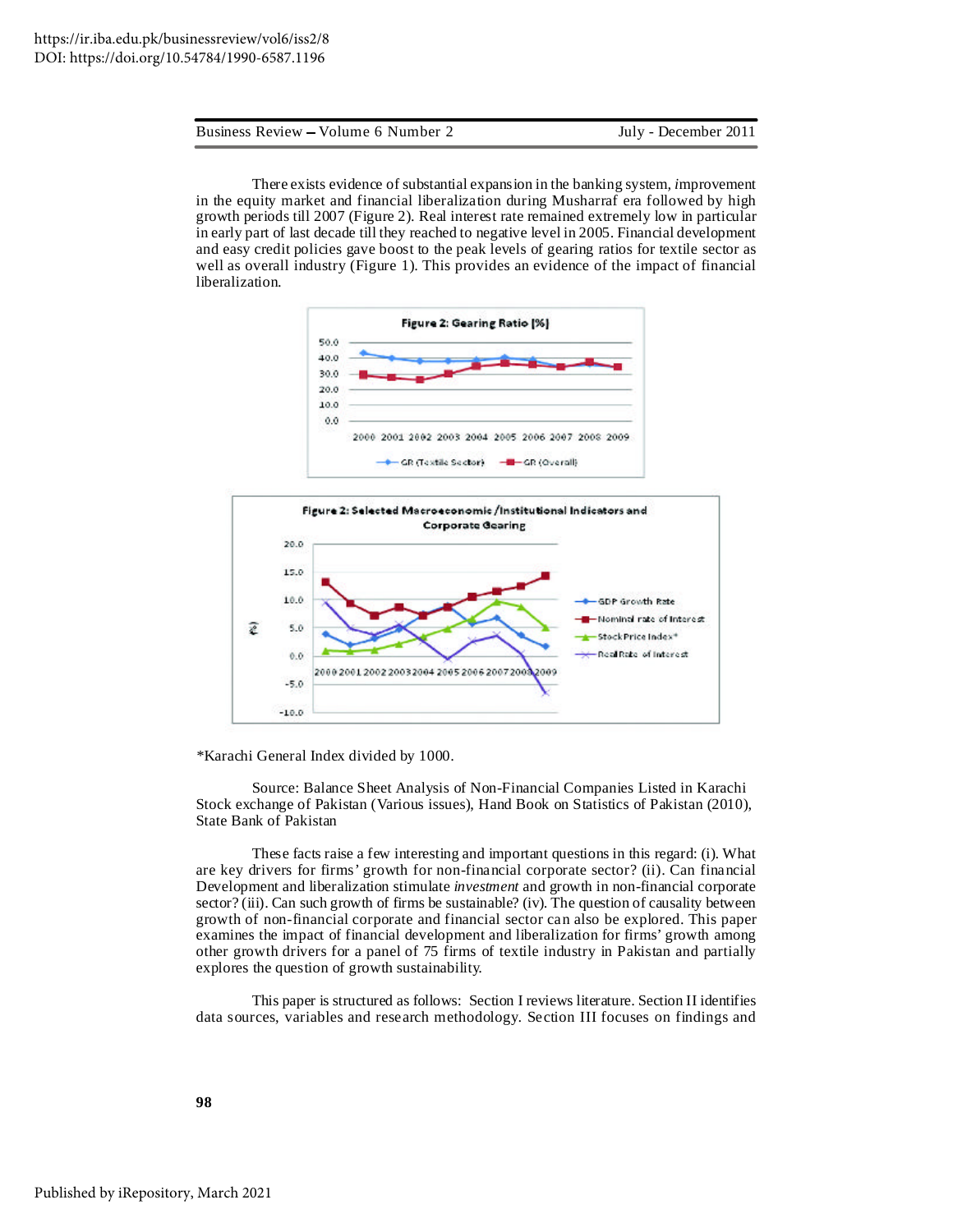There exists evidence of substantial expansion in the banking system, improvement in the equity market and financial liberalization during Musharraf era followed by high growth periods till 2007 (Figure 2). Real interest rate remained extremely low in particular in early part of last decade till they reached to negative level in 2005. Financial development and easy credit policies gave boost to the peak levels of gearing ratios for textile sector as well as overall industry (Figure 1). This provides an evidence of the impact of financial liberalization.

**Figure 2: Gearing Ratio [%]**

**Figure 2: Selected Macroeconomic/Institutional Indicators and Corporate Gearing**

*Karachi General Index divided by 1000.

Source: Balance Sheet Analysis of Non-Financial Companies Listed in Karachi Stock exchange of Pakistan (Various issues), Hand Book on Statistics of Pakistan (2010), State Bank of Pakistan

These facts raise a few interesting and important questions in this regard: (i). What are key drivers for firms' growth for non-financial corporate sector? (ii). Can financial Development and liberalization stimulate *investment* and growth in non-financial corporate sector? (iii). Can such growth of firms be sustainable? (iv). The question of causality between growth of non-financial corporate and financial sector can also be explored. This paper examines the impact of financial development and liberalization for firms' growth among other growth drivers for a panel of 75 firms of textile industry in Pakistan and partially explores the question of growth sustainability.

This paper is structured as follows: Section I reviews literature. Section II identifies data sources, variables and research methodology. Section III focuses on findings and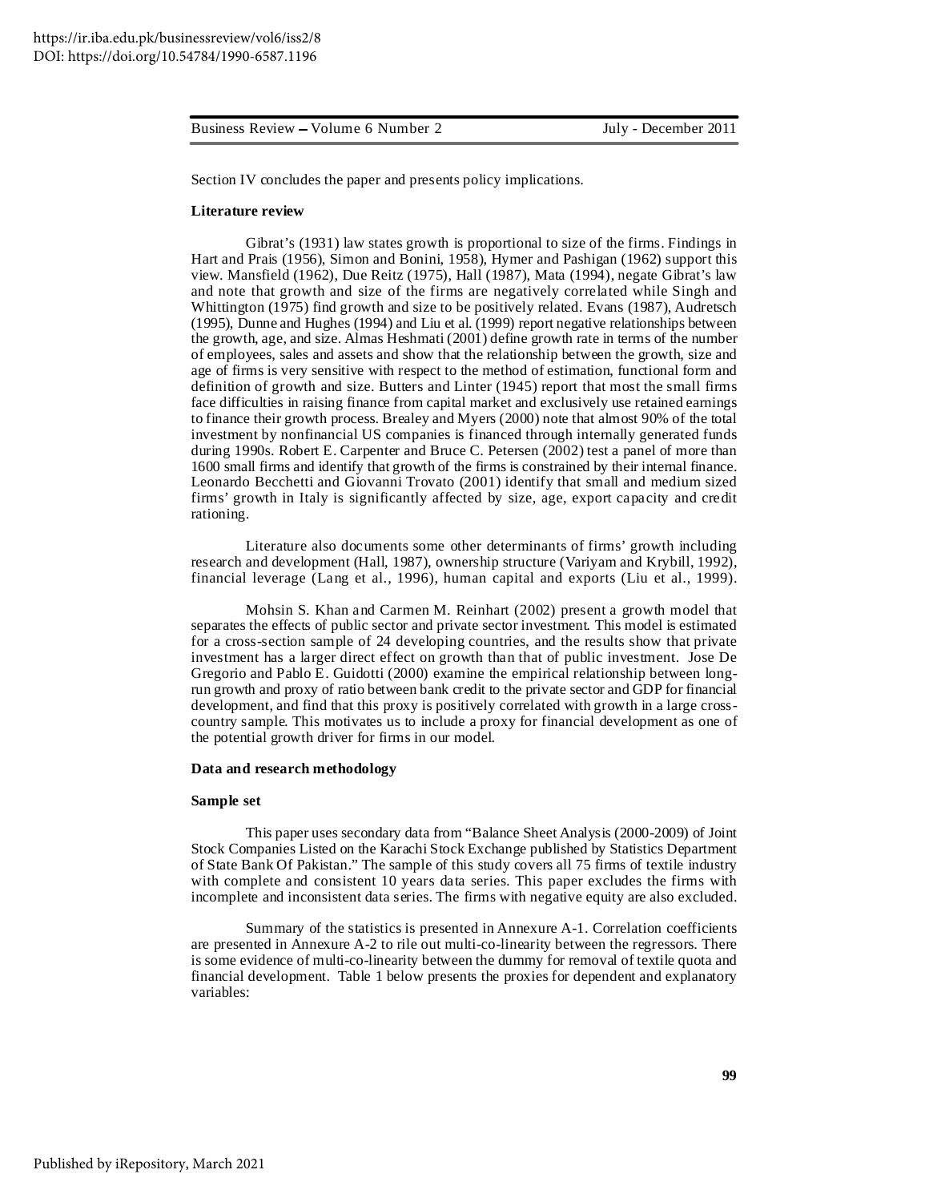Section IV concludes the paper and presents policy implications.

**Literature review**

Gibrat's (1931) law states growth is proportional to size of the firms. Findings in Hart and Prais (1956), Simon and Bonini, 1958), Hymer and Pashigan (1962) support this view. Mansfield (1962), Due Reitz (1975), Hall (1987), Mata (1994), negate Gibrat's law and note that growth and size of the firms are negatively correlated while Singh and Whittington (1975) find growth and size to be positively related. Evans (1987), Audretsch (1995), Dunne and Hughes (1994) and Liu et al. (1999) report negative relationships between the growth, age, and size. Almas Heshmati (2001) define growth rate in terms of the number of employees, sales and assets and show that the relationship between the growth, size and age of firms is very sensitive with respect to the method of estimation, functional form and definition of growth and size. Butters and Linter (1945) report that most the small firms face difficulties in raising finance from capital market and exclusively use retained earnings to finance their growth process. Brealey and Myers (2000) note that almost 90% of the total investment by nonfinancial US companies is financed through internally generated funds during 1990s. Robert E. Carpenter and Bruce C. Petersen (2002) test a panel of more than 1600 small firms and identify that growth of the firms is constrained by their internal finance. Leonardo Becchetti and Giovanni Trovato (2001) identify that small and medium sized firms' growth in Italy is significantly affected by size, age, export capacity and credit rationing.

Literature also documents some other determinants of firms' growth including research and development (Hall, 1987), ownership structure (Variyam and Krybill, 1992), financial leverage (Lang et al., 1996), human capital and exports (Liu et al., 1999).

Mohsin S. Khan and Carmen M. Reinhart (2002) present a growth model that separates the effects of public sector and private sector investment. This model is estimated for a cross-section sample of 24 developing countries, and the results show that private investment has a larger direct effect on growth than that of public investment. Jose De Gregorio and Pablo E. Guidotti (2000) examine the empirical relationship between long-run growth and proxy of ratio between bank credit to the private sector and GDP for financial development, and find that this proxy is positively correlated with growth in a large cross-country sample. This motivates us to include a proxy for financial development as one of the potential growth driver for firms in our model.

**Data and research methodology**

**Sample set**

This paper uses secondary data from "Balance Sheet Analysis (2000-2009) of Joint Stock Companies Listed on the Karachi Stock Exchange published by Statistics Department of State Bank Of Pakistan." The sample of this study covers all 75 firms of textile industry with complete and consistent 10 years data series. This paper excludes the firms with incomplete and inconsistent data series. The firms with negative equity are also excluded.

Summary of the statistics is presented in Annexure A-1. Correlation coefficients are presented in Annexure A-2 to rile out multi-co-linearity between the regressors. There is some evidence of multi-co-linearity between the dummy for removal of textile quota and financial development. Table 1 below presents the proxies for dependent and explanatory variables: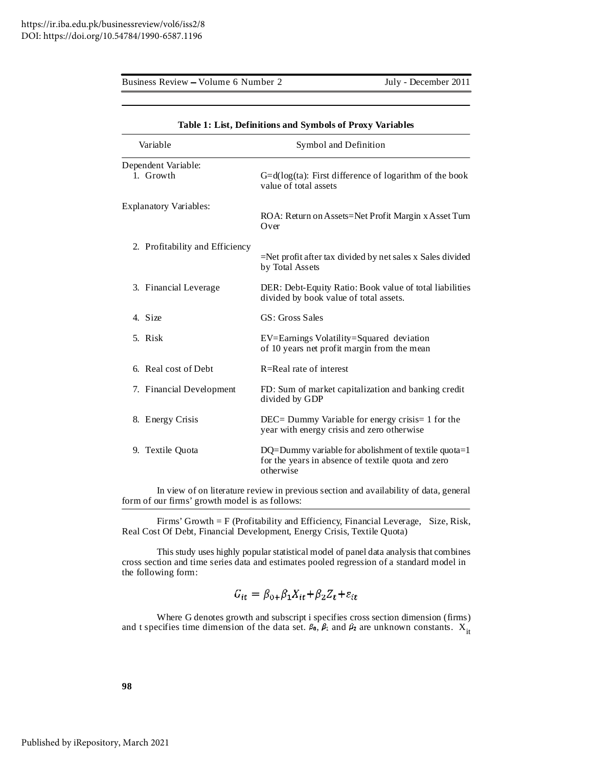**Table 1: List, Definitions and Symbols of Proxy Variables**

| Variable | Symbol and Definition |
|---|---|
| Dependent Variable: | |
| 1. Growth | G=d(log(ta): First difference of logarithm of the book value of total assets |
| Explanatory Variables: | ROA: Return on Assets=Net Profit Margin x Asset Turn Over |
| 2. Profitability and Efficiency | =Net profit after tax divided by net sales x Sales divided by Total Assets |
| 3. Financial Leverage | DER: Debt-Equity Ratio: Book value of total liabilities divided by book value of total assets. |
| 4. Size | GS: Gross Sales |
| 5. Risk | EV=Earnings Volatility=Squared deviation of 10 years net profit margin from the mean |
| 6. Real cost of Debt | R=Real rate of interest |
| 7. Financial Development | FD: Sum of market capitalization and banking credit divided by GDP |
| 8. Energy Crisis | DEC= Dummy Variable for energy crisis= 1 for the year with energy crisis and zero otherwise |
| 9. Textile Quota | DQ=Dummy variable for abolishment of textile quota=1 for the years in absence of textile quota and zero otherwise |

In view of on literature review in previous section and availability of data, general form of our firms' growth model is as follows:

Firms' Growth = F (Profitability and Efficiency, Financial Leverage, Size, Risk, Real Cost Of Debt, Financial Development, Energy Crisis, Textile Quota)

This study uses highly popular statistical model of panel data analysis that combines cross section and time series data and estimates pooled regression of a standard model in the following form:

$$G_{it} = \beta_{0} + \beta_1 X_{it} + \beta_2 Z_t + \varepsilon_{it}$$

Where G denotes growth and subscript i specifies cross section dimension (firms) and t specifies time dimension of the data set. $\beta_0$, $\beta_1$ and $\beta_2$ are unknown constants. $X_{it}$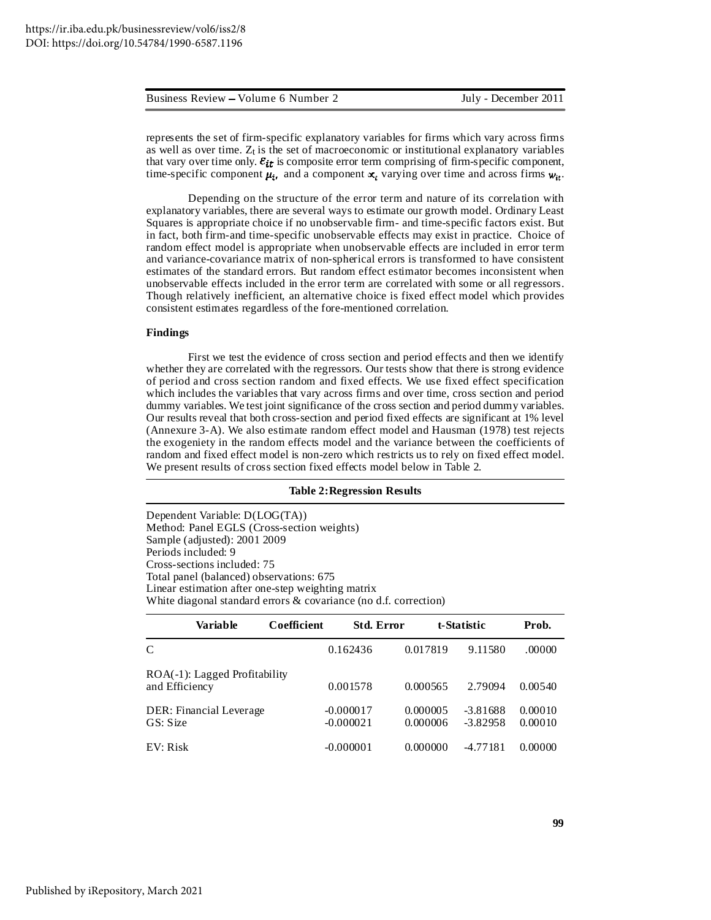represents the set of firm-specific explanatory variables for firms which vary across firms as well as over time. $Z_t$ is the set of macroeconomic or institutional explanatory variables that vary over time only. $\varepsilon_{it}$ is composite error term comprising of firm-specific component, time-specific component $\mu_i$, and a component $x_t$ varying over time and across firms $w_{it}$.

Depending on the structure of the error term and nature of its correlation with explanatory variables, there are several ways to estimate our growth model. Ordinary Least Squares is appropriate choice if no unobservable firm- and time-specific factors exist. But in fact, both firm-and time-specific unobservable effects may exist in practice. Choice of random effect model is appropriate when unobservable effects are included in error term and variance-covariance matrix of non-spherical errors is transformed to have consistent estimates of the standard errors. But random effect estimator becomes inconsistent when unobservable effects included in the error term are correlated with some or all regressors. Though relatively inefficient, an alternative choice is fixed effect model which provides consistent estimates regardless of the fore-mentioned correlation.

**Findings**

First we test the evidence of cross section and period effects and then we identify whether they are correlated with the regressors. Our tests show that there is strong evidence of period and cross section random and fixed effects. We use fixed effect specification which includes the variables that vary across firms and over time, cross section and period dummy variables. We test joint significance of the cross section and period dummy variables. Our results reveal that both cross-section and period fixed effects are significant at 1% level (Annexure 3-A). We also estimate random effect model and Hausman (1978) test rejects the exogeniety in the random effects model and the variance between the coefficients of random and fixed effect model is non-zero which restricts us to rely on fixed effect model. We present results of cross section fixed effects model below in Table 2.

**Table 2: Regression Results**

Dependent Variable: D(LOG(TA))
Method: Panel EGLS (Cross-section weights)
Sample (adjusted): 2001 2009
Periods included: 9
Cross-sections included: 75
Total panel (balanced) observations: 675
Linear estimation after one-step weighting matrix
White diagonal standard errors & covariance (no d.f. correction)

| Variable | Coefficient | Std. Error | t-Statistic | Prob. |
|---|---|---|---|---|
| C | 0.162436 | 0.017819 | 9.11580 | .00000 |
| ROA(-1): Lagged Profitability and Efficiency | 0.001578 | 0.000565 | 2.79094 | 0.00540 |
| DER: Financial Leverage | -0.000017 | 0.000005 | -3.81688 | 0.00010 |
| GS: Size | -0.000021 | 0.000006 | -3.82958 | 0.00010 |
| EV: Risk | -0.000001 | 0.000000 | -4.77181 | 0.00000 |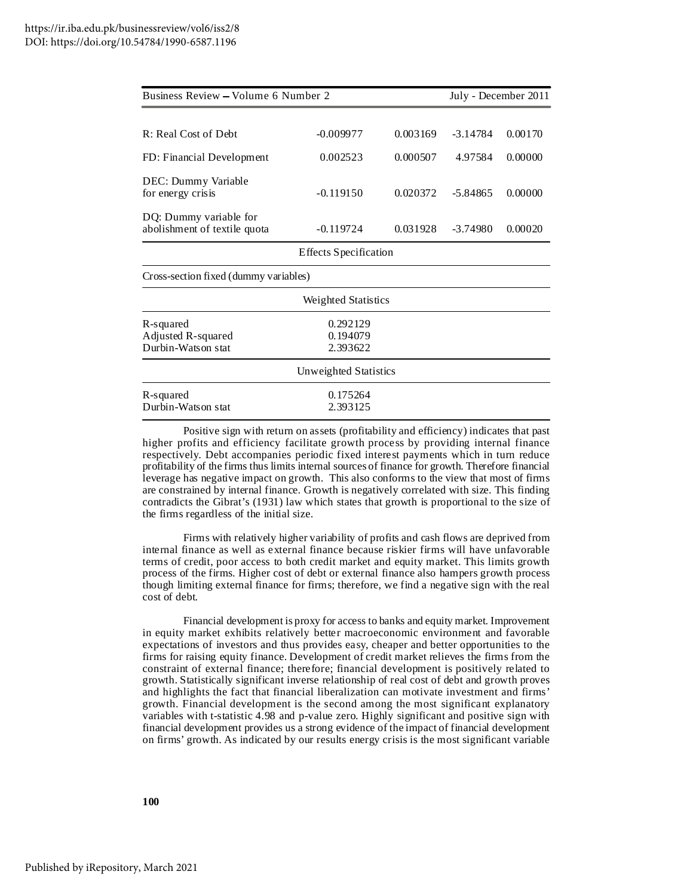| | | | | |
|---|---|---|---|---|
| R: Real Cost of Debt | -0.009977 | 0.003169 | -3.14784 | 0.00170 |
| FD: Financial Development | 0.002523 | 0.000507 | 4.97584 | 0.00000 |
| DEC: Dummy Variable for energy crisis | -0.119150 | 0.020372 | -5.84865 | 0.00000 |
| DQ: Dummy variable for abolishment of textile quota | -0.119724 | 0.031928 | -3.74980 | 0.00020 |
| Effects Specification | | | | |
| Cross-section fixed (dummy variables) | | | | |
| Weighted Statistics | | | | |
| R-squared | 0.292129 | | | |
| Adjusted R-squared | 0.194079 | | | |
| Durbin-Watson stat | 2.393622 | | | |
| Unweighted Statistics | | | | |
| R-squared | 0.175264 | | | |
| Durbin-Watson stat | 2.393125 | | | |

Positive sign with return on assets (profitability and efficiency) indicates that past higher profits and efficiency facilitate growth process by providing internal finance respectively. Debt accompanies periodic fixed interest payments which in turn reduce profitability of the firms thus limits internal sources of finance for growth. Therefore financial leverage has negative impact on growth. This also conforms to the view that most of firms are constrained by internal finance. Growth is negatively correlated with size. This finding contradicts the Gibrat's (1931) law which states that growth is proportional to the size of the firms regardless of the initial size.

Firms with relatively higher variability of profits and cash flows are deprived from internal finance as well as external finance because riskier firms will have unfavorable terms of credit, poor access to both credit market and equity market. This limits growth process of the firms. Higher cost of debt or external finance also hampers growth process though limiting external finance for firms; therefore, we find a negative sign with the real cost of debt.

Financial development is proxy for access to banks and equity market. Improvement in equity market exhibits relatively better macroeconomic environment and favorable expectations of investors and thus provides easy, cheaper and better opportunities to the firms for raising equity finance. Development of credit market relieves the firms from the constraint of external finance; therefore; financial development is positively related to growth. Statistically significant inverse relationship of real cost of debt and growth proves and highlights the fact that financial liberalization can motivate investment and firms' growth. Financial development is the second among the most significant explanatory variables with t-statistic 4.98 and p-value zero. Highly significant and positive sign with financial development provides us a strong evidence of the impact of financial development on firms' growth. As indicated by our results energy crisis is the most significant variable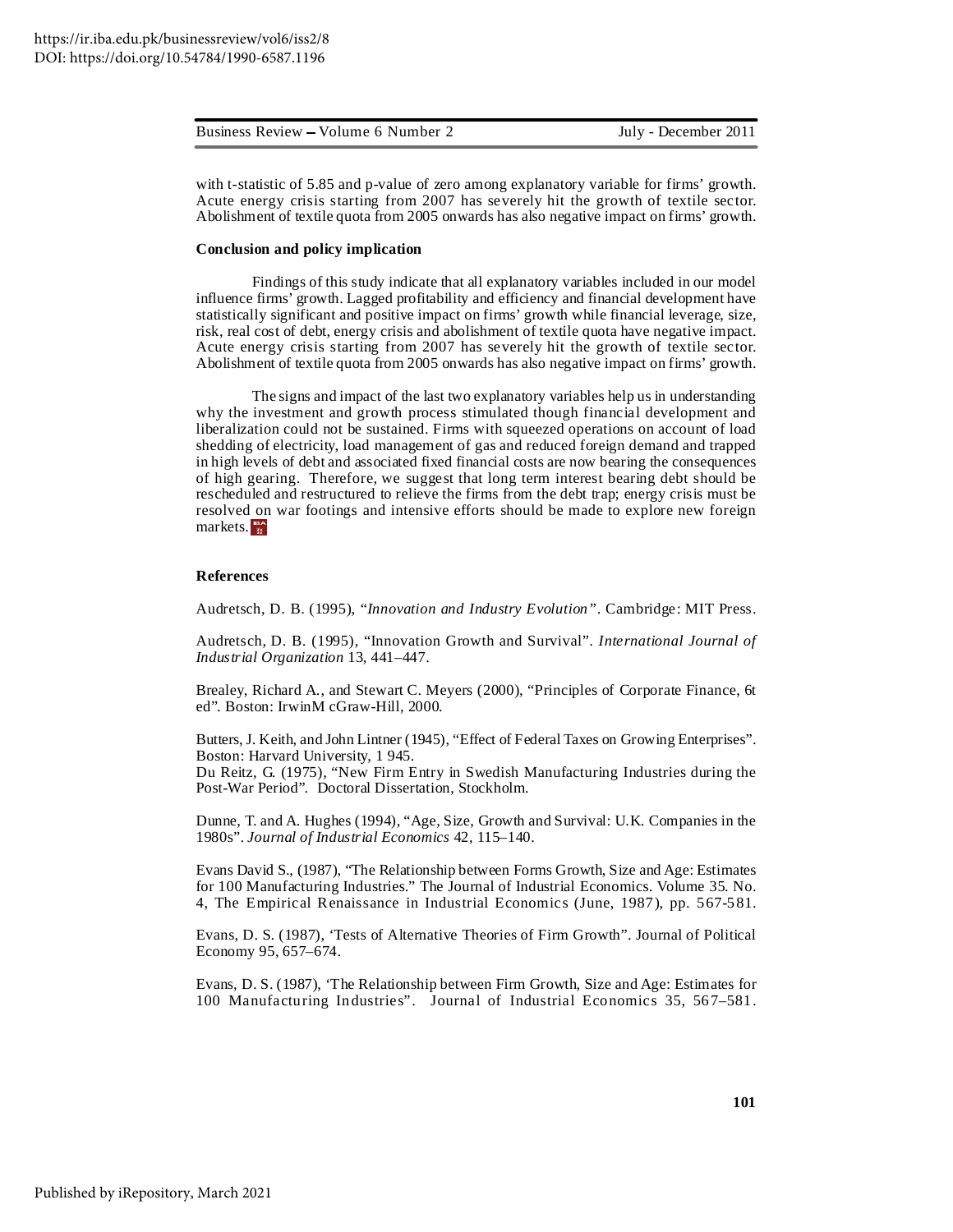with t-statistic of 5.85 and p-value of zero among explanatory variable for firms' growth. Acute energy crisis starting from 2007 has severely hit the growth of textile sector. Abolishment of textile quota from 2005 onwards has also negative impact on firms' growth.

## Conclusion and policy implication

Findings of this study indicate that all explanatory variables included in our model influence firms' growth. Lagged profitability and efficiency and financial development have statistically significant and positive impact on firms' growth while financial leverage, size, risk, real cost of debt, energy crisis and abolishment of textile quota have negative impact. Acute energy crisis starting from 2007 has severely hit the growth of textile sector. Abolishment of textile quota from 2005 onwards has also negative impact on firms' growth.

The signs and impact of the last two explanatory variables help us in understanding why the investment and growth process stimulated though financial development and liberalization could not be sustained. Firms with squeezed operations on account of load shedding of electricity, load management of gas and reduced foreign demand and trapped in high levels of debt and associated fixed financial costs are now bearing the consequences of high gearing. Therefore, we suggest that long term interest bearing debt should be rescheduled and restructured to relieve the firms from the debt trap; energy crisis must be resolved on war footings and intensive efforts should be made to explore new foreign markets.

## References

Audretsch, D. B. (1995), "*Innovation and Industry Evolution*". Cambridge: MIT Press.

Audretsch, D. B. (1995), "Innovation Growth and Survival". *International Journal of Industrial Organization* 13, 441–447.

Brealey, Richard A., and Stewart C. Meyers (2000), "Principles of Corporate Finance, 6t ed". Boston: IrwinM cGraw-Hill, 2000.

Butters, J. Keith, and John Lintner (1945), "Effect of Federal Taxes on Growing Enterprises". Boston: Harvard University, 1 945.

Du Reitz, G. (1975), "New Firm Entry in Swedish Manufacturing Industries during the Post-War Period". Doctoral Dissertation, Stockholm.

Dunne, T. and A. Hughes (1994), "Age, Size, Growth and Survival: U.K. Companies in the 1980s". *Journal of Industrial Economics* 42, 115–140.

Evans David S., (1987), "The Relationship between Forms Growth, Size and Age: Estimates for 100 Manufacturing Industries." The Journal of Industrial Economics. Volume 35. No. 4, The Empirical Renaissance in Industrial Economics (June, 1987), pp. 567-581.

Evans, D. S. (1987), 'Tests of Alternative Theories of Firm Growth". Journal of Political Economy 95, 657–674.

Evans, D. S. (1987), 'The Relationship between Firm Growth, Size and Age: Estimates for 100 Manufacturing Industries". Journal of Industrial Economics 35, 567–581.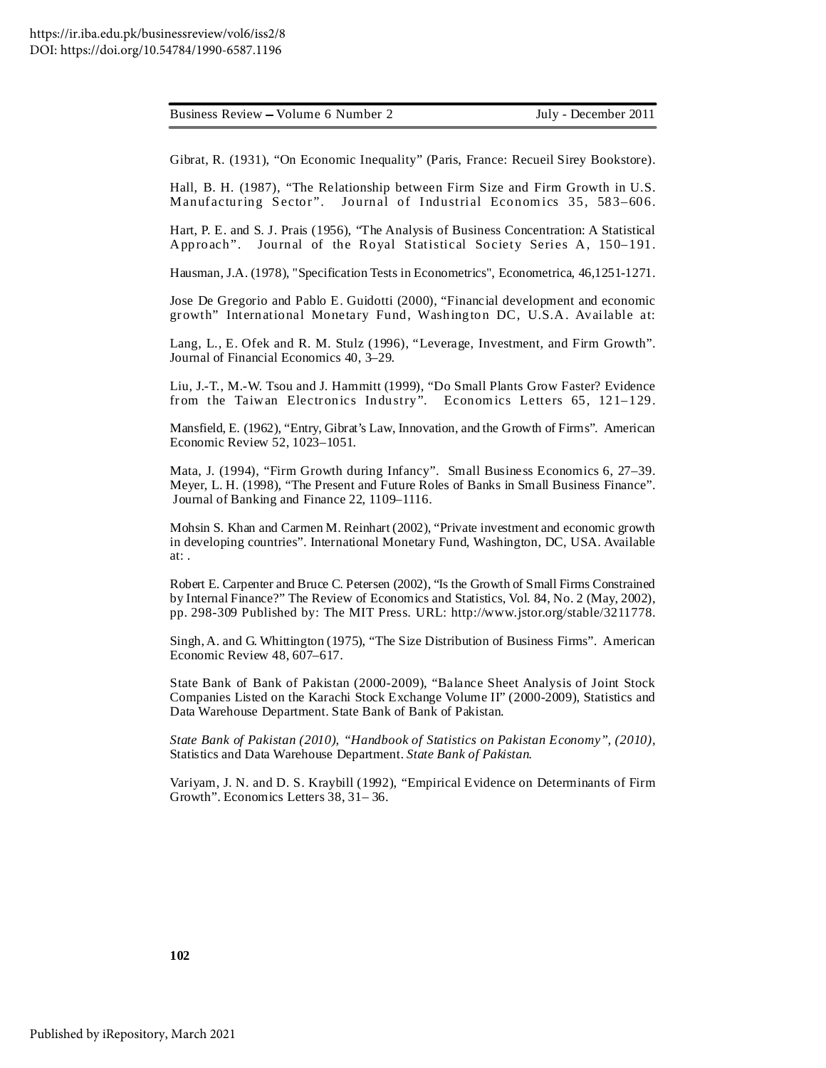Gibrat, R. (1931), "On Economic Inequality" (Paris, France: Recueil Sirey Bookstore).

Hall, B. H. (1987), "The Relationship between Firm Size and Firm Growth in U.S. Manufacturing Sector". Journal of Industrial Economics 35, 583–606.

Hart, P. E. and S. J. Prais (1956), "The Analysis of Business Concentration: A Statistical Approach". Journal of the Royal Statistical Society Series A, 150–191.

Hausman, J.A. (1978), "Specification Tests in Econometrics", Econometrica, 46,1251-1271.

Jose De Gregorio and Pablo E. Guidotti (2000), "Financial development and economic growth" International Monetary Fund, Washington DC, U.S.A. Available at:

Lang, L., E. Ofek and R. M. Stulz (1996), "Leverage, Investment, and Firm Growth". Journal of Financial Economics 40, 3–29.

Liu, J.-T., M.-W. Tsou and J. Hammitt (1999), "Do Small Plants Grow Faster? Evidence from the Taiwan Electronics Industry". Economics Letters 65, 121–129.

Mansfield, E. (1962), "Entry, Gibrat's Law, Innovation, and the Growth of Firms". American Economic Review 52, 1023–1051.

Mata, J. (1994), "Firm Growth during Infancy". Small Business Economics 6, 27–39.
Meyer, L. H. (1998), "The Present and Future Roles of Banks in Small Business Finance". Journal of Banking and Finance 22, 1109–1116.

Mohsin S. Khan and Carmen M. Reinhart (2002), "Private investment and economic growth in developing countries". International Monetary Fund, Washington, DC, USA. Available at: .

Robert E. Carpenter and Bruce C. Petersen (2002), "Is the Growth of Small Firms Constrained by Internal Finance?" The Review of Economics and Statistics, Vol. 84, No. 2 (May, 2002), pp. 298-309 Published by: The MIT Press. URL: http://www.jstor.org/stable/3211778.

Singh, A. and G. Whittington (1975), "The Size Distribution of Business Firms". American Economic Review 48, 607–617.

State Bank of Bank of Pakistan (2000-2009), "Balance Sheet Analysis of Joint Stock Companies Listed on the Karachi Stock Exchange Volume II" (2000-2009), Statistics and Data Warehouse Department. State Bank of Bank of Pakistan.

*State Bank of Pakistan (2010), "Handbook of Statistics on Pakistan Economy", (2010),* Statistics and Data Warehouse Department. *State Bank of Pakistan.*

Variyam, J. N. and D. S. Kraybill (1992), "Empirical Evidence on Determinants of Firm Growth". Economics Letters 38, 31– 36.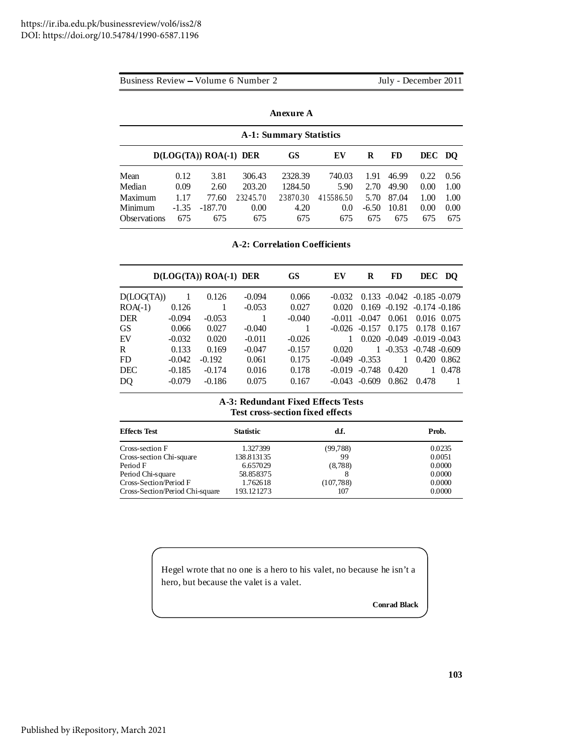## Anexure A

### A-1: Summary Statistics

| | D(LOG(TA)) | ROA(-1) | DER | GS | EV | R | FD | DEC | DQ |
|---|---|---|---|---|---|---|---|---|---|
| Mean | 0.12 | 3.81 | 306.43 | 2328.39 | 740.03 | 1.91 | 46.99 | 0.22 | 0.56 |
| Median | 0.09 | 2.60 | 203.20 | 1284.50 | 5.90 | 2.70 | 49.90 | 0.00 | 1.00 |
| Maximum | 1.17 | 77.60 | 23245.70 | 23870.30 | 415586.50 | 5.70 | 87.04 | 1.00 | 1.00 |
| Minimum | -1.35 | -187.70 | 0.00 | 4.20 | 0.0 | -6.50 | 10.81 | 0.00 | 0.00 |
| Observations | 675 | 675 | 675 | 675 | 675 | 675 | 675 | 675 | 675 |

### A-2: Correlation Coefficients

| | D(LOG(TA)) | ROA(-1) | DER | GS | EV | R | FD | DEC | DQ |
|---|---|---|---|---|---|---|---|---|---|
| D(LOG(TA)) | 1 | 0.126 | -0.094 | 0.066 | -0.032 | 0.133 | -0.042 | -0.185 | -0.079 |
| ROA(-1) | 0.126 | 1 | -0.053 | 0.027 | 0.020 | 0.169 | -0.192 | -0.174 | -0.186 |
| DER | -0.094 | -0.053 | 1 | -0.040 | -0.011 | -0.047 | 0.061 | 0.016 | 0.075 |
| GS | 0.066 | 0.027 | -0.040 | 1 | -0.026 | -0.157 | 0.175 | 0.178 | 0.167 |
| EV | -0.032 | 0.020 | -0.011 | -0.026 | 1 | 0.020 | -0.049 | -0.019 | -0.043 |
| R | 0.133 | 0.169 | -0.047 | -0.157 | 0.020 | 1 | -0.353 | -0.748 | -0.609 |
| FD | -0.042 | -0.192 | 0.061 | 0.175 | -0.049 | -0.353 | 1 | 0.420 | 0.862 |
| DEC | -0.185 | -0.174 | 0.016 | 0.178 | -0.019 | -0.748 | 0.420 | 1 | 0.478 |
| DQ | -0.079 | -0.186 | 0.075 | 0.167 | -0.043 | -0.609 | 0.862 | 0.478 | 1 |

### A-3: Redundant Fixed Effects Tests

**Test cross-section fixed effects**

| Effects Test | Statistic | d.f. | Prob. |
|---|---|---|---|
| Cross-section F | 1.327399 | (99,788) | 0.0235 |
| Cross-section Chi-square | 138.813135 | 99 | 0.0051 |
| Period F | 6.657029 | (8,788) | 0.0000 |
| Period Chi-square | 58.858375 | 8 | 0.0000 |
| Cross-Section/Period F | 1.762618 | (107,788) | 0.0000 |
| Cross-Section/Period Chi-square | 193.121273 | 107 | 0.0000 |

Hegel wrote that no one is a hero to his valet, no because he isn't a hero, but because the valet is a valet.

**Conrad Black**